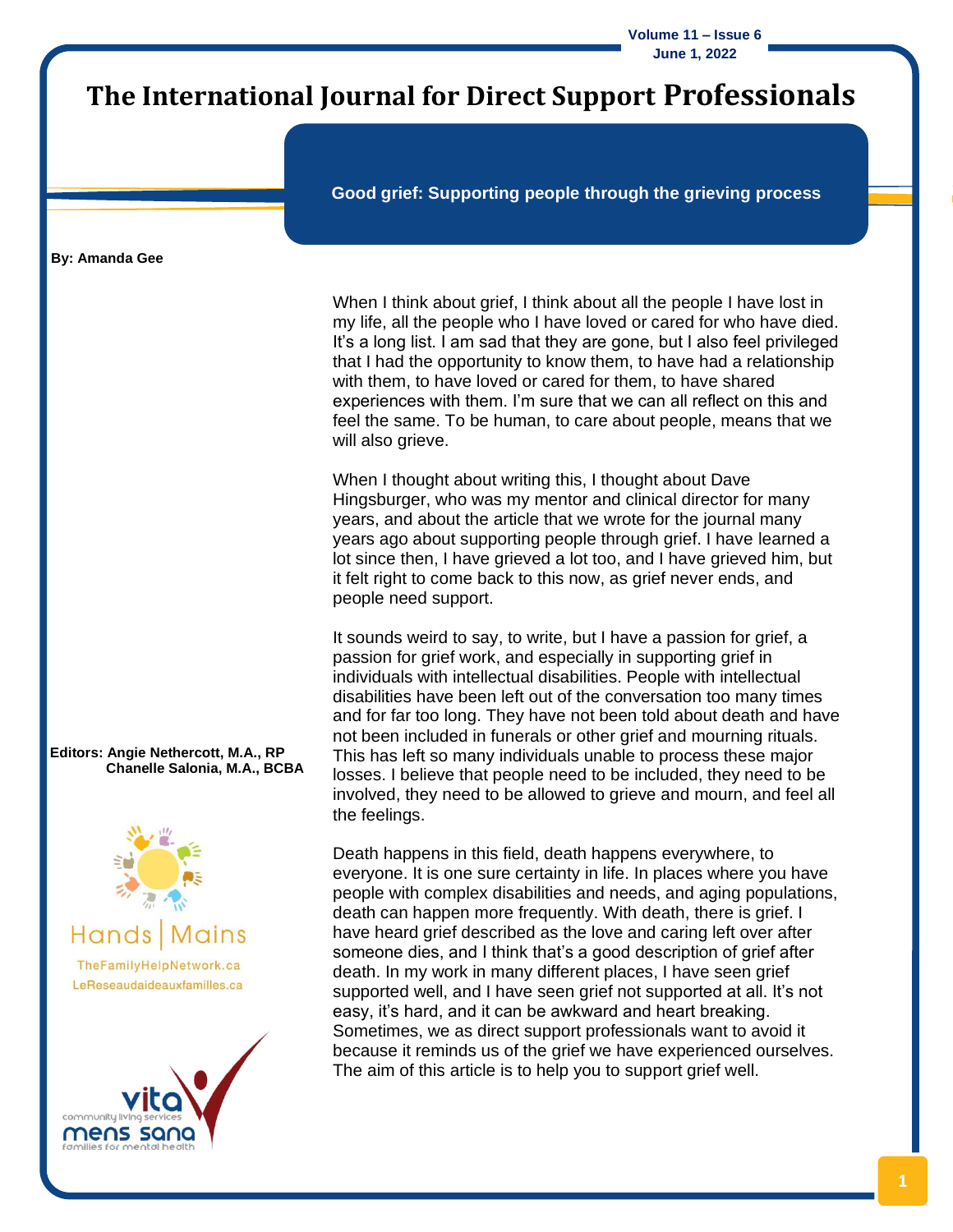# The International Journal for Direct Support Professionals

## Good grief: Supporting people through the grieving process

**By: Amanda Gee**

**Editors: Angie Nethercott, M.A., RP**
**Chanelle Salonia, M.A., BCBA**

Hands | Mains
TheFamilyHelpNetwork.ca
LeReseaudaideauxfamilles.ca

vita community living services
mens sana families for mental health

When I think about grief, I think about all the people I have lost in my life, all the people who I have loved or cared for who have died. It's a long list. I am sad that they are gone, but I also feel privileged that I had the opportunity to know them, to have had a relationship with them, to have loved or cared for them, to have shared experiences with them. I'm sure that we can all reflect on this and feel the same. To be human, to care about people, means that we will also grieve.

When I thought about writing this, I thought about Dave Hingsburger, who was my mentor and clinical director for many years, and about the article that we wrote for the journal many years ago about supporting people through grief. I have learned a lot since then, I have grieved a lot too, and I have grieved him, but it felt right to come back to this now, as grief never ends, and people need support.

It sounds weird to say, to write, but I have a passion for grief, a passion for grief work, and especially in supporting grief in individuals with intellectual disabilities. People with intellectual disabilities have been left out of the conversation too many times and for far too long. They have not been told about death and have not been included in funerals or other grief and mourning rituals. This has left so many individuals unable to process these major losses. I believe that people need to be included, they need to be involved, they need to be allowed to grieve and mourn, and feel all the feelings.

Death happens in this field, death happens everywhere, to everyone. It is one sure certainty in life. In places where you have people with complex disabilities and needs, and aging populations, death can happen more frequently. With death, there is grief. I have heard grief described as the love and caring left over after someone dies, and I think that's a good description of grief after death. In my work in many different places, I have seen grief supported well, and I have seen grief not supported at all. It's not easy, it's hard, and it can be awkward and heart breaking. Sometimes, we as direct support professionals want to avoid it because it reminds us of the grief we have experienced ourselves. The aim of this article is to help you to support grief well.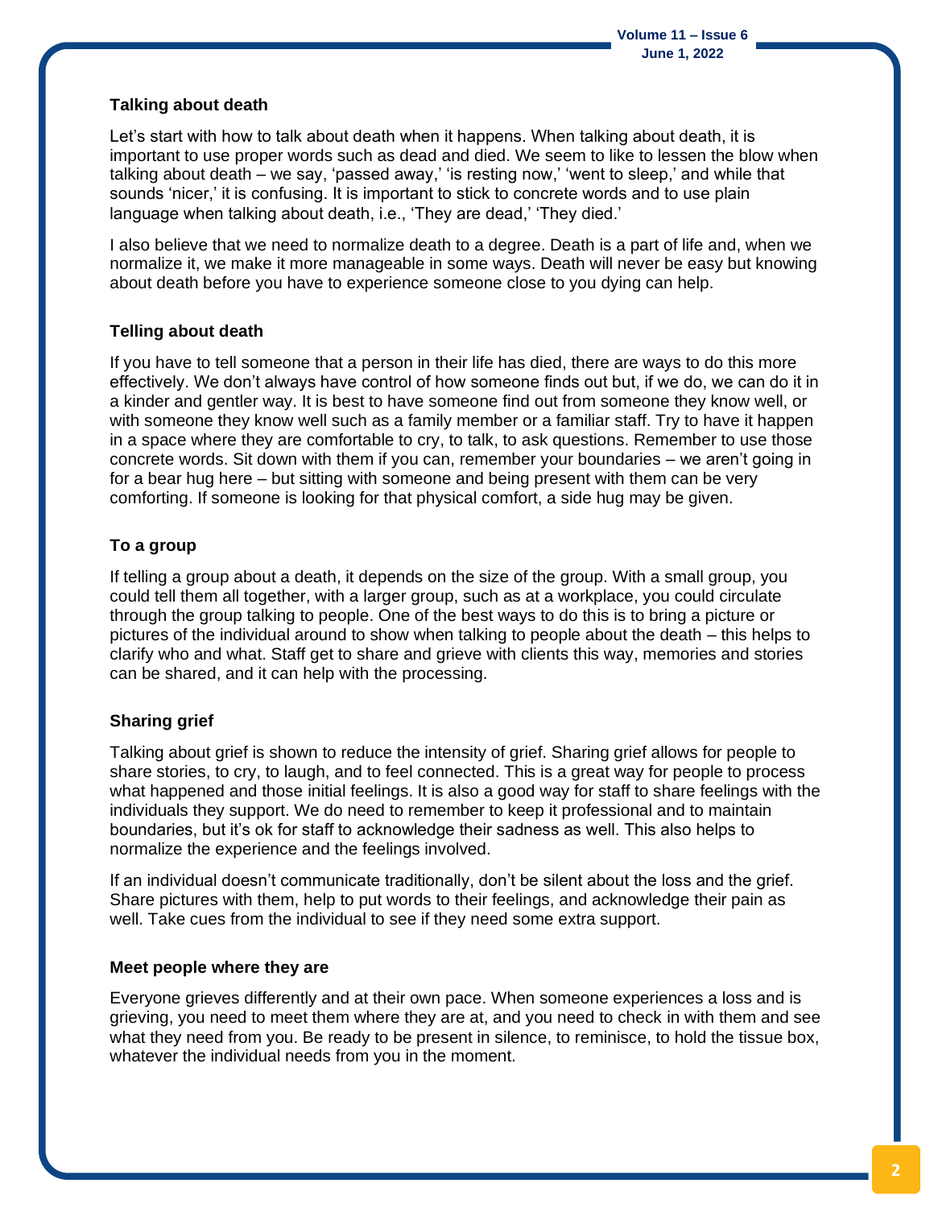### Talking about death

Let's start with how to talk about death when it happens. When talking about death, it is important to use proper words such as dead and died. We seem to like to lessen the blow when talking about death – we say, 'passed away,' 'is resting now,' 'went to sleep,' and while that sounds 'nicer,' it is confusing. It is important to stick to concrete words and to use plain language when talking about death, i.e., 'They are dead,' 'They died.'

I also believe that we need to normalize death to a degree. Death is a part of life and, when we normalize it, we make it more manageable in some ways. Death will never be easy but knowing about death before you have to experience someone close to you dying can help.

### Telling about death

If you have to tell someone that a person in their life has died, there are ways to do this more effectively. We don't always have control of how someone finds out but, if we do, we can do it in a kinder and gentler way. It is best to have someone find out from someone they know well, or with someone they know well such as a family member or a familiar staff. Try to have it happen in a space where they are comfortable to cry, to talk, to ask questions. Remember to use those concrete words. Sit down with them if you can, remember your boundaries – we aren't going in for a bear hug here – but sitting with someone and being present with them can be very comforting. If someone is looking for that physical comfort, a side hug may be given.

### To a group

If telling a group about a death, it depends on the size of the group. With a small group, you could tell them all together, with a larger group, such as at a workplace, you could circulate through the group talking to people. One of the best ways to do this is to bring a picture or pictures of the individual around to show when talking to people about the death – this helps to clarify who and what. Staff get to share and grieve with clients this way, memories and stories can be shared, and it can help with the processing.

### Sharing grief

Talking about grief is shown to reduce the intensity of grief. Sharing grief allows for people to share stories, to cry, to laugh, and to feel connected. This is a great way for people to process what happened and those initial feelings. It is also a good way for staff to share feelings with the individuals they support. We do need to remember to keep it professional and to maintain boundaries, but it's ok for staff to acknowledge their sadness as well. This also helps to normalize the experience and the feelings involved.

If an individual doesn't communicate traditionally, don't be silent about the loss and the grief. Share pictures with them, help to put words to their feelings, and acknowledge their pain as well. Take cues from the individual to see if they need some extra support.

### Meet people where they are

Everyone grieves differently and at their own pace. When someone experiences a loss and is grieving, you need to meet them where they are at, and you need to check in with them and see what they need from you. Be ready to be present in silence, to reminisce, to hold the tissue box, whatever the individual needs from you in the moment.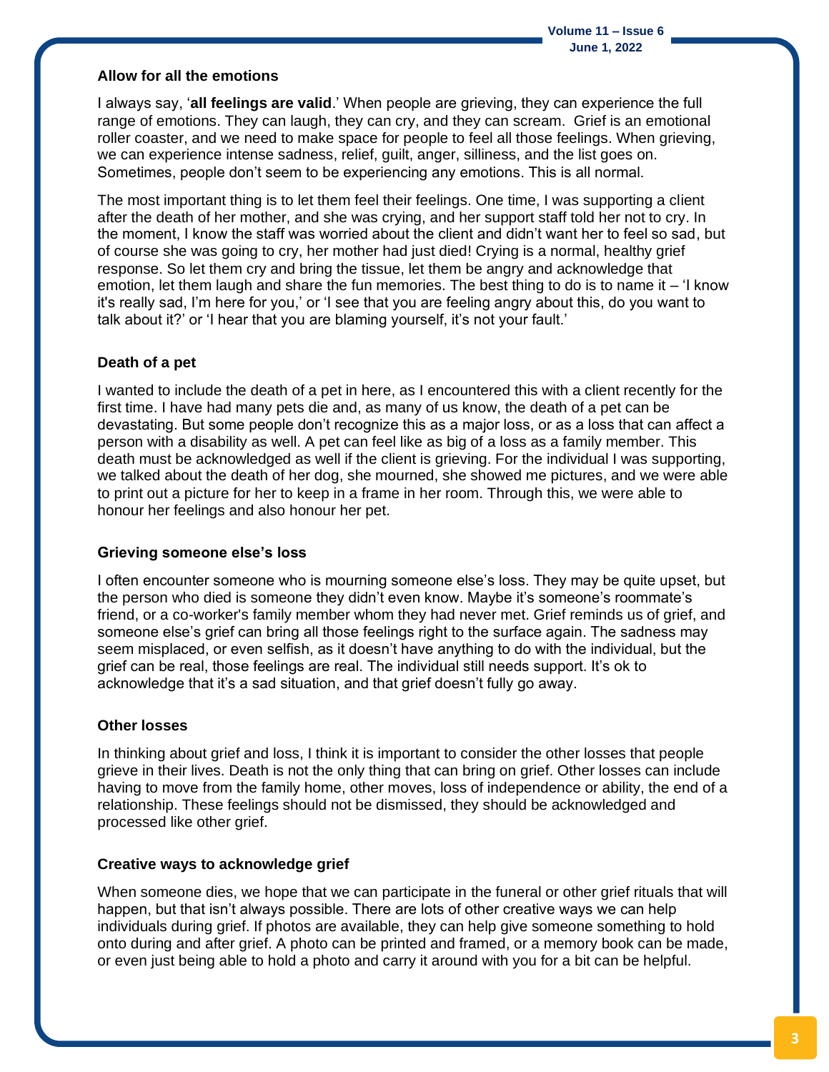### Allow for all the emotions

I always say, '**all feelings are valid**.' When people are grieving, they can experience the full range of emotions. They can laugh, they can cry, and they can scream. Grief is an emotional roller coaster, and we need to make space for people to feel all those feelings. When grieving, we can experience intense sadness, relief, guilt, anger, silliness, and the list goes on. Sometimes, people don't seem to be experiencing any emotions. This is all normal.

The most important thing is to let them feel their feelings. One time, I was supporting a client after the death of her mother, and she was crying, and her support staff told her not to cry. In the moment, I know the staff was worried about the client and didn't want her to feel so sad, but of course she was going to cry, her mother had just died! Crying is a normal, healthy grief response. So let them cry and bring the tissue, let them be angry and acknowledge that emotion, let them laugh and share the fun memories. The best thing to do is to name it – 'I know it's really sad, I'm here for you,' or 'I see that you are feeling angry about this, do you want to talk about it?' or 'I hear that you are blaming yourself, it's not your fault.'

### Death of a pet

I wanted to include the death of a pet in here, as I encountered this with a client recently for the first time. I have had many pets die and, as many of us know, the death of a pet can be devastating. But some people don't recognize this as a major loss, or as a loss that can affect a person with a disability as well. A pet can feel like as big of a loss as a family member. This death must be acknowledged as well if the client is grieving. For the individual I was supporting, we talked about the death of her dog, she mourned, she showed me pictures, and we were able to print out a picture for her to keep in a frame in her room. Through this, we were able to honour her feelings and also honour her pet.

### Grieving someone else's loss

I often encounter someone who is mourning someone else's loss. They may be quite upset, but the person who died is someone they didn't even know. Maybe it's someone's roommate's friend, or a co-worker's family member whom they had never met. Grief reminds us of grief, and someone else's grief can bring all those feelings right to the surface again. The sadness may seem misplaced, or even selfish, as it doesn't have anything to do with the individual, but the grief can be real, those feelings are real. The individual still needs support. It's ok to acknowledge that it's a sad situation, and that grief doesn't fully go away.

### Other losses

In thinking about grief and loss, I think it is important to consider the other losses that people grieve in their lives. Death is not the only thing that can bring on grief. Other losses can include having to move from the family home, other moves, loss of independence or ability, the end of a relationship. These feelings should not be dismissed, they should be acknowledged and processed like other grief.

### Creative ways to acknowledge grief

When someone dies, we hope that we can participate in the funeral or other grief rituals that will happen, but that isn't always possible. There are lots of other creative ways we can help individuals during grief. If photos are available, they can help give someone something to hold onto during and after grief. A photo can be printed and framed, or a memory book can be made, or even just being able to hold a photo and carry it around with you for a bit can be helpful.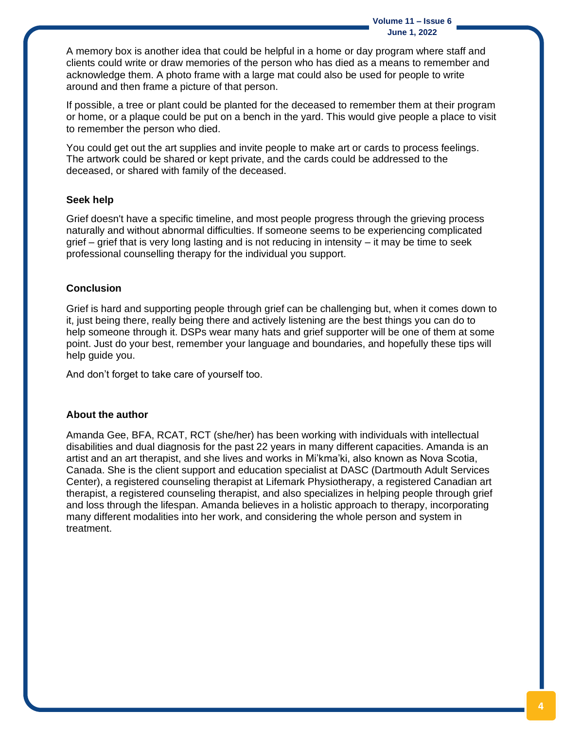A memory box is another idea that could be helpful in a home or day program where staff and clients could write or draw memories of the person who has died as a means to remember and acknowledge them. A photo frame with a large mat could also be used for people to write around and then frame a picture of that person.

If possible, a tree or plant could be planted for the deceased to remember them at their program or home, or a plaque could be put on a bench in the yard. This would give people a place to visit to remember the person who died.

You could get out the art supplies and invite people to make art or cards to process feelings. The artwork could be shared or kept private, and the cards could be addressed to the deceased, or shared with family of the deceased.

**Seek help**

Grief doesn't have a specific timeline, and most people progress through the grieving process naturally and without abnormal difficulties. If someone seems to be experiencing complicated grief – grief that is very long lasting and is not reducing in intensity – it may be time to seek professional counselling therapy for the individual you support.

**Conclusion**

Grief is hard and supporting people through grief can be challenging but, when it comes down to it, just being there, really being there and actively listening are the best things you can do to help someone through it. DSPs wear many hats and grief supporter will be one of them at some point. Just do your best, remember your language and boundaries, and hopefully these tips will help guide you.

And don't forget to take care of yourself too.

**About the author**

Amanda Gee, BFA, RCAT, RCT (she/her) has been working with individuals with intellectual disabilities and dual diagnosis for the past 22 years in many different capacities. Amanda is an artist and an art therapist, and she lives and works in Mi'kma'ki, also known as Nova Scotia, Canada. She is the client support and education specialist at DASC (Dartmouth Adult Services Center), a registered counseling therapist at Lifemark Physiotherapy, a registered Canadian art therapist, a registered counseling therapist, and also specializes in helping people through grief and loss through the lifespan. Amanda believes in a holistic approach to therapy, incorporating many different modalities into her work, and considering the whole person and system in treatment.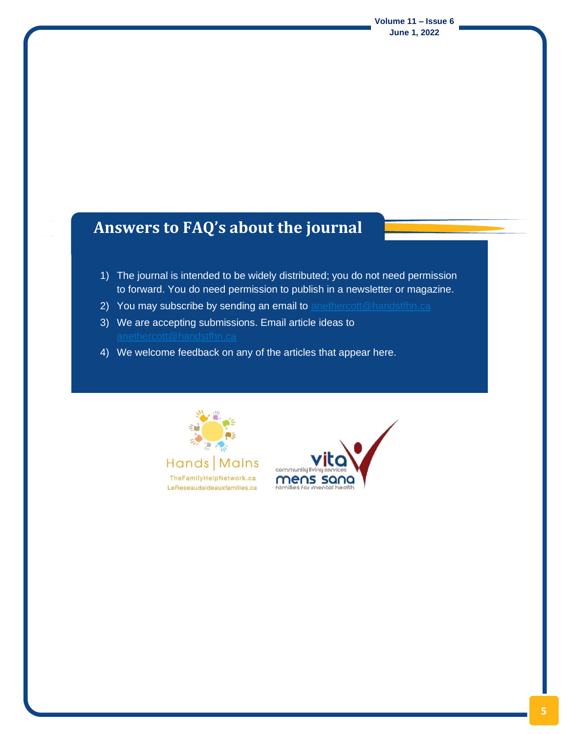## Answers to FAQ's about the journal

1) The journal is intended to be widely distributed; you do not need permission to forward. You do need permission to publish in a newsletter or magazine.
2) You may subscribe by sending an email to anethercott@handstfhn.ca
3) We are accepting submissions. Email article ideas to anethercott@handstfhn.ca
4) We welcome feedback on any of the articles that appear here.

Hands | Mains
TheFamilyHelpNetwork.ca
LeReseaudaideauxfamilles.ca

vita
community living services
mens sana
families for mental health